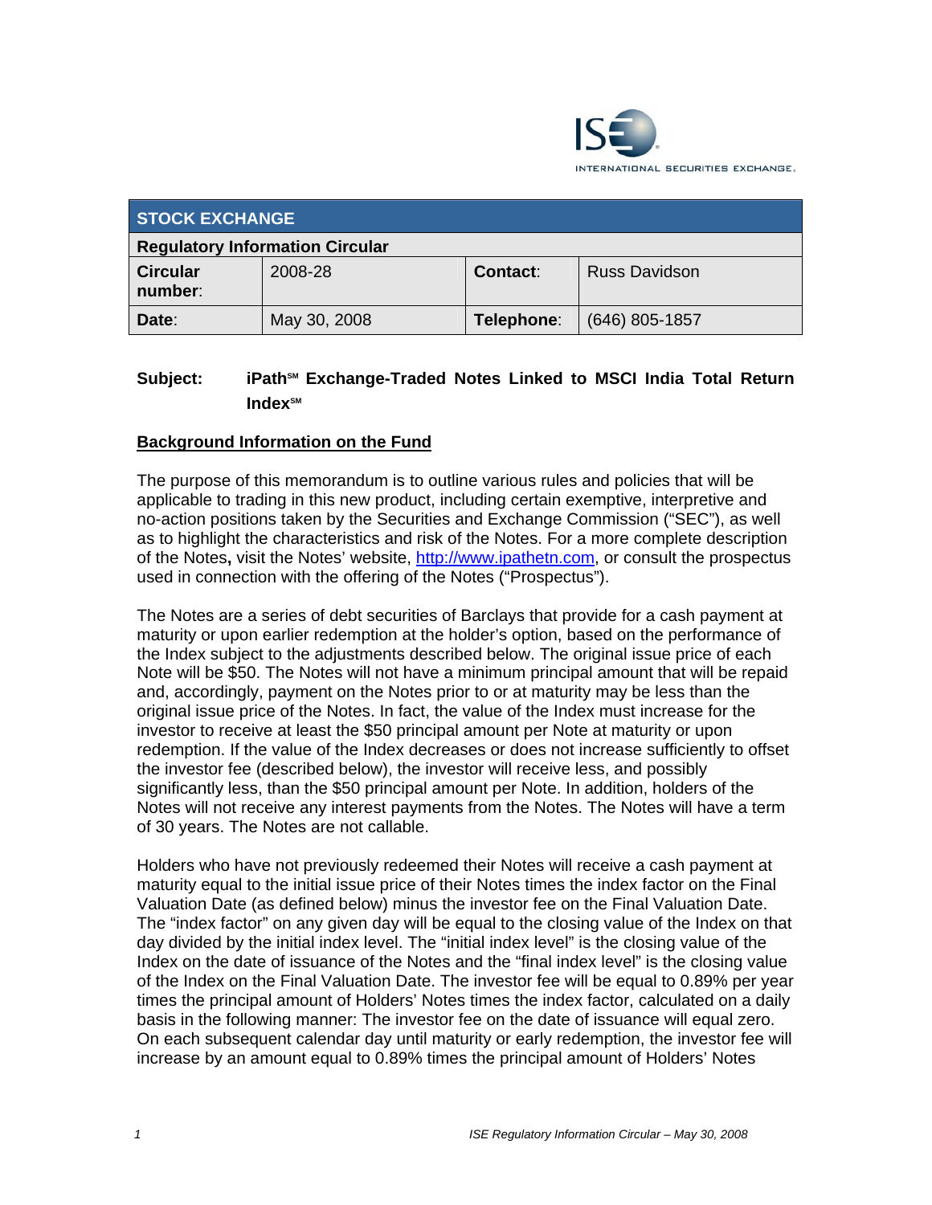ISE INTERNATIONAL SECURITIES EXCHANGE.

| STOCK EXCHANGE | | | |
|---|---|---|---|
| **Regulatory Information Circular** | | | |
| **Circular number**: | 2008-28 | **Contact**: | Russ Davidson |
| **Date**: | May 30, 2008 | **Telephone**: | (646) 805-1857 |

**Subject: iPath℠ Exchange-Traded Notes Linked to MSCI India Total Return Index℠**

**Background Information on the Fund**

The purpose of this memorandum is to outline various rules and policies that will be applicable to trading in this new product, including certain exemptive, interpretive and no-action positions taken by the Securities and Exchange Commission ("SEC"), as well as to highlight the characteristics and risk of the Notes. For a more complete description of the Notes**,** visit the Notes' website, http://www.ipathetn.com, or consult the prospectus used in connection with the offering of the Notes ("Prospectus").

The Notes are a series of debt securities of Barclays that provide for a cash payment at maturity or upon earlier redemption at the holder's option, based on the performance of the Index subject to the adjustments described below. The original issue price of each Note will be $50. The Notes will not have a minimum principal amount that will be repaid and, accordingly, payment on the Notes prior to or at maturity may be less than the original issue price of the Notes. In fact, the value of the Index must increase for the investor to receive at least the $50 principal amount per Note at maturity or upon redemption. If the value of the Index decreases or does not increase sufficiently to offset the investor fee (described below), the investor will receive less, and possibly significantly less, than the $50 principal amount per Note. In addition, holders of the Notes will not receive any interest payments from the Notes. The Notes will have a term of 30 years. The Notes are not callable.

Holders who have not previously redeemed their Notes will receive a cash payment at maturity equal to the initial issue price of their Notes times the index factor on the Final Valuation Date (as defined below) minus the investor fee on the Final Valuation Date. The "index factor" on any given day will be equal to the closing value of the Index on that day divided by the initial index level. The "initial index level" is the closing value of the Index on the date of issuance of the Notes and the "final index level" is the closing value of the Index on the Final Valuation Date. The investor fee will be equal to 0.89% per year times the principal amount of Holders' Notes times the index factor, calculated on a daily basis in the following manner: The investor fee on the date of issuance will equal zero. On each subsequent calendar day until maturity or early redemption, the investor fee will increase by an amount equal to 0.89% times the principal amount of Holders' Notes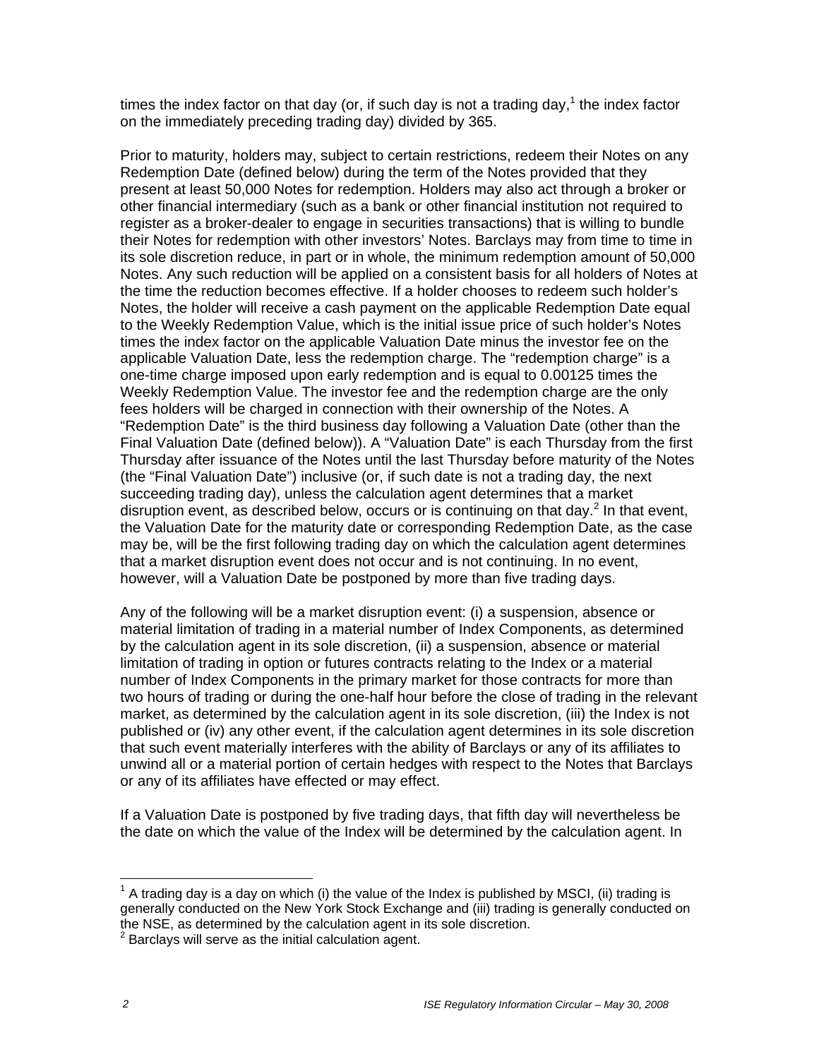times the index factor on that day (or, if such day is not a trading day,[1] the index factor on the immediately preceding trading day) divided by 365.

Prior to maturity, holders may, subject to certain restrictions, redeem their Notes on any Redemption Date (defined below) during the term of the Notes provided that they present at least 50,000 Notes for redemption. Holders may also act through a broker or other financial intermediary (such as a bank or other financial institution not required to register as a broker-dealer to engage in securities transactions) that is willing to bundle their Notes for redemption with other investors' Notes. Barclays may from time to time in its sole discretion reduce, in part or in whole, the minimum redemption amount of 50,000 Notes. Any such reduction will be applied on a consistent basis for all holders of Notes at the time the reduction becomes effective. If a holder chooses to redeem such holder's Notes, the holder will receive a cash payment on the applicable Redemption Date equal to the Weekly Redemption Value, which is the initial issue price of such holder's Notes times the index factor on the applicable Valuation Date minus the investor fee on the applicable Valuation Date, less the redemption charge. The "redemption charge" is a one-time charge imposed upon early redemption and is equal to 0.00125 times the Weekly Redemption Value. The investor fee and the redemption charge are the only fees holders will be charged in connection with their ownership of the Notes. A "Redemption Date" is the third business day following a Valuation Date (other than the Final Valuation Date (defined below)). A "Valuation Date" is each Thursday from the first Thursday after issuance of the Notes until the last Thursday before maturity of the Notes (the "Final Valuation Date") inclusive (or, if such date is not a trading day, the next succeeding trading day), unless the calculation agent determines that a market disruption event, as described below, occurs or is continuing on that day.[2] In that event, the Valuation Date for the maturity date or corresponding Redemption Date, as the case may be, will be the first following trading day on which the calculation agent determines that a market disruption event does not occur and is not continuing. In no event, however, will a Valuation Date be postponed by more than five trading days.

Any of the following will be a market disruption event: (i) a suspension, absence or material limitation of trading in a material number of Index Components, as determined by the calculation agent in its sole discretion, (ii) a suspension, absence or material limitation of trading in option or futures contracts relating to the Index or a material number of Index Components in the primary market for those contracts for more than two hours of trading or during the one-half hour before the close of trading in the relevant market, as determined by the calculation agent in its sole discretion, (iii) the Index is not published or (iv) any other event, if the calculation agent determines in its sole discretion that such event materially interferes with the ability of Barclays or any of its affiliates to unwind all or a material portion of certain hedges with respect to the Notes that Barclays or any of its affiliates have effected or may effect.

If a Valuation Date is postponed by five trading days, that fifth day will nevertheless be the date on which the value of the Index will be determined by the calculation agent. In

[1] A trading day is a day on which (i) the value of the Index is published by MSCI, (ii) trading is generally conducted on the New York Stock Exchange and (iii) trading is generally conducted on the NSE, as determined by the calculation agent in its sole discretion.

[2] Barclays will serve as the initial calculation agent.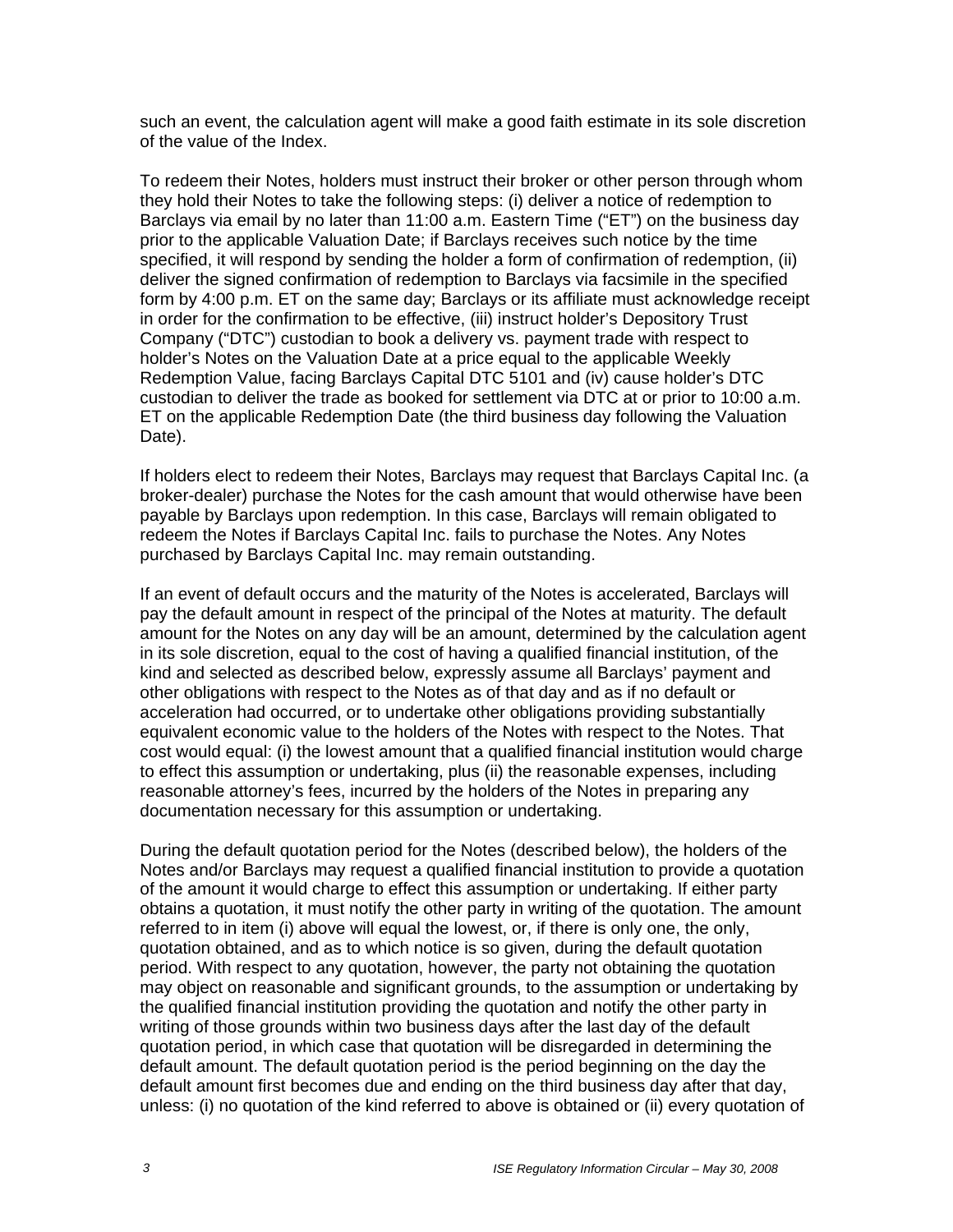such an event, the calculation agent will make a good faith estimate in its sole discretion of the value of the Index.

To redeem their Notes, holders must instruct their broker or other person through whom they hold their Notes to take the following steps: (i) deliver a notice of redemption to Barclays via email by no later than 11:00 a.m. Eastern Time ("ET") on the business day prior to the applicable Valuation Date; if Barclays receives such notice by the time specified, it will respond by sending the holder a form of confirmation of redemption, (ii) deliver the signed confirmation of redemption to Barclays via facsimile in the specified form by 4:00 p.m. ET on the same day; Barclays or its affiliate must acknowledge receipt in order for the confirmation to be effective, (iii) instruct holder's Depository Trust Company ("DTC") custodian to book a delivery vs. payment trade with respect to holder's Notes on the Valuation Date at a price equal to the applicable Weekly Redemption Value, facing Barclays Capital DTC 5101 and (iv) cause holder's DTC custodian to deliver the trade as booked for settlement via DTC at or prior to 10:00 a.m. ET on the applicable Redemption Date (the third business day following the Valuation Date).

If holders elect to redeem their Notes, Barclays may request that Barclays Capital Inc. (a broker-dealer) purchase the Notes for the cash amount that would otherwise have been payable by Barclays upon redemption. In this case, Barclays will remain obligated to redeem the Notes if Barclays Capital Inc. fails to purchase the Notes. Any Notes purchased by Barclays Capital Inc. may remain outstanding.

If an event of default occurs and the maturity of the Notes is accelerated, Barclays will pay the default amount in respect of the principal of the Notes at maturity. The default amount for the Notes on any day will be an amount, determined by the calculation agent in its sole discretion, equal to the cost of having a qualified financial institution, of the kind and selected as described below, expressly assume all Barclays' payment and other obligations with respect to the Notes as of that day and as if no default or acceleration had occurred, or to undertake other obligations providing substantially equivalent economic value to the holders of the Notes with respect to the Notes. That cost would equal: (i) the lowest amount that a qualified financial institution would charge to effect this assumption or undertaking, plus (ii) the reasonable expenses, including reasonable attorney's fees, incurred by the holders of the Notes in preparing any documentation necessary for this assumption or undertaking.

During the default quotation period for the Notes (described below), the holders of the Notes and/or Barclays may request a qualified financial institution to provide a quotation of the amount it would charge to effect this assumption or undertaking. If either party obtains a quotation, it must notify the other party in writing of the quotation. The amount referred to in item (i) above will equal the lowest, or, if there is only one, the only, quotation obtained, and as to which notice is so given, during the default quotation period. With respect to any quotation, however, the party not obtaining the quotation may object on reasonable and significant grounds, to the assumption or undertaking by the qualified financial institution providing the quotation and notify the other party in writing of those grounds within two business days after the last day of the default quotation period, in which case that quotation will be disregarded in determining the default amount. The default quotation period is the period beginning on the day the default amount first becomes due and ending on the third business day after that day, unless: (i) no quotation of the kind referred to above is obtained or (ii) every quotation of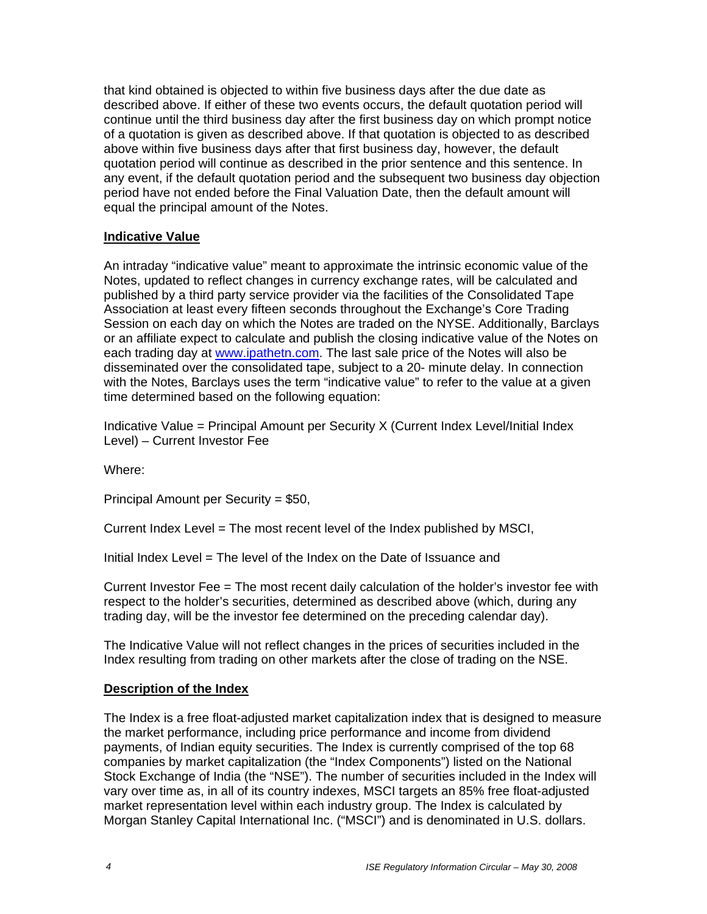that kind obtained is objected to within five business days after the due date as described above. If either of these two events occurs, the default quotation period will continue until the third business day after the first business day on which prompt notice of a quotation is given as described above. If that quotation is objected to as described above within five business days after that first business day, however, the default quotation period will continue as described in the prior sentence and this sentence. In any event, if the default quotation period and the subsequent two business day objection period have not ended before the Final Valuation Date, then the default amount will equal the principal amount of the Notes.

## Indicative Value

An intraday "indicative value" meant to approximate the intrinsic economic value of the Notes, updated to reflect changes in currency exchange rates, will be calculated and published by a third party service provider via the facilities of the Consolidated Tape Association at least every fifteen seconds throughout the Exchange's Core Trading Session on each day on which the Notes are traded on the NYSE. Additionally, Barclays or an affiliate expect to calculate and publish the closing indicative value of the Notes on each trading day at www.ipathetn.com. The last sale price of the Notes will also be disseminated over the consolidated tape, subject to a 20- minute delay. In connection with the Notes, Barclays uses the term "indicative value" to refer to the value at a given time determined based on the following equation:

Indicative Value = Principal Amount per Security X (Current Index Level/Initial Index Level) – Current Investor Fee

Where:

Principal Amount per Security = $50,

Current Index Level = The most recent level of the Index published by MSCI,

Initial Index Level = The level of the Index on the Date of Issuance and

Current Investor Fee = The most recent daily calculation of the holder's investor fee with respect to the holder's securities, determined as described above (which, during any trading day, will be the investor fee determined on the preceding calendar day).

The Indicative Value will not reflect changes in the prices of securities included in the Index resulting from trading on other markets after the close of trading on the NSE.

## Description of the Index

The Index is a free float-adjusted market capitalization index that is designed to measure the market performance, including price performance and income from dividend payments, of Indian equity securities. The Index is currently comprised of the top 68 companies by market capitalization (the "Index Components") listed on the National Stock Exchange of India (the "NSE"). The number of securities included in the Index will vary over time as, in all of its country indexes, MSCI targets an 85% free float-adjusted market representation level within each industry group. The Index is calculated by Morgan Stanley Capital International Inc. ("MSCI") and is denominated in U.S. dollars.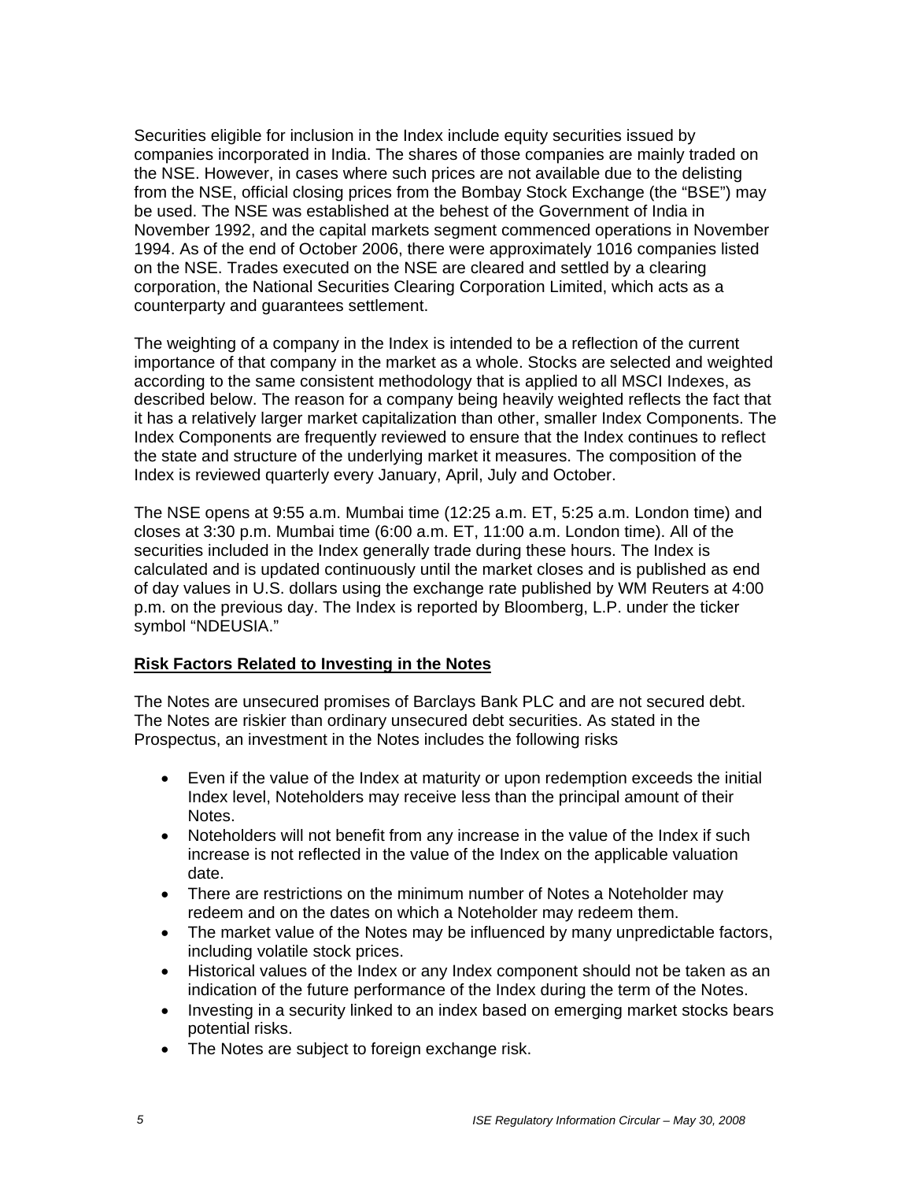Securities eligible for inclusion in the Index include equity securities issued by companies incorporated in India. The shares of those companies are mainly traded on the NSE. However, in cases where such prices are not available due to the delisting from the NSE, official closing prices from the Bombay Stock Exchange (the "BSE") may be used. The NSE was established at the behest of the Government of India in November 1992, and the capital markets segment commenced operations in November 1994. As of the end of October 2006, there were approximately 1016 companies listed on the NSE. Trades executed on the NSE are cleared and settled by a clearing corporation, the National Securities Clearing Corporation Limited, which acts as a counterparty and guarantees settlement.

The weighting of a company in the Index is intended to be a reflection of the current importance of that company in the market as a whole. Stocks are selected and weighted according to the same consistent methodology that is applied to all MSCI Indexes, as described below. The reason for a company being heavily weighted reflects the fact that it has a relatively larger market capitalization than other, smaller Index Components. The Index Components are frequently reviewed to ensure that the Index continues to reflect the state and structure of the underlying market it measures. The composition of the Index is reviewed quarterly every January, April, July and October.

The NSE opens at 9:55 a.m. Mumbai time (12:25 a.m. ET, 5:25 a.m. London time) and closes at 3:30 p.m. Mumbai time (6:00 a.m. ET, 11:00 a.m. London time). All of the securities included in the Index generally trade during these hours. The Index is calculated and is updated continuously until the market closes and is published as end of day values in U.S. dollars using the exchange rate published by WM Reuters at 4:00 p.m. on the previous day. The Index is reported by Bloomberg, L.P. under the ticker symbol "NDEUSIA."

## Risk Factors Related to Investing in the Notes

The Notes are unsecured promises of Barclays Bank PLC and are not secured debt. The Notes are riskier than ordinary unsecured debt securities. As stated in the Prospectus, an investment in the Notes includes the following risks

- Even if the value of the Index at maturity or upon redemption exceeds the initial Index level, Noteholders may receive less than the principal amount of their Notes.
- Noteholders will not benefit from any increase in the value of the Index if such increase is not reflected in the value of the Index on the applicable valuation date.
- There are restrictions on the minimum number of Notes a Noteholder may redeem and on the dates on which a Noteholder may redeem them.
- The market value of the Notes may be influenced by many unpredictable factors, including volatile stock prices.
- Historical values of the Index or any Index component should not be taken as an indication of the future performance of the Index during the term of the Notes.
- Investing in a security linked to an index based on emerging market stocks bears potential risks.
- The Notes are subject to foreign exchange risk.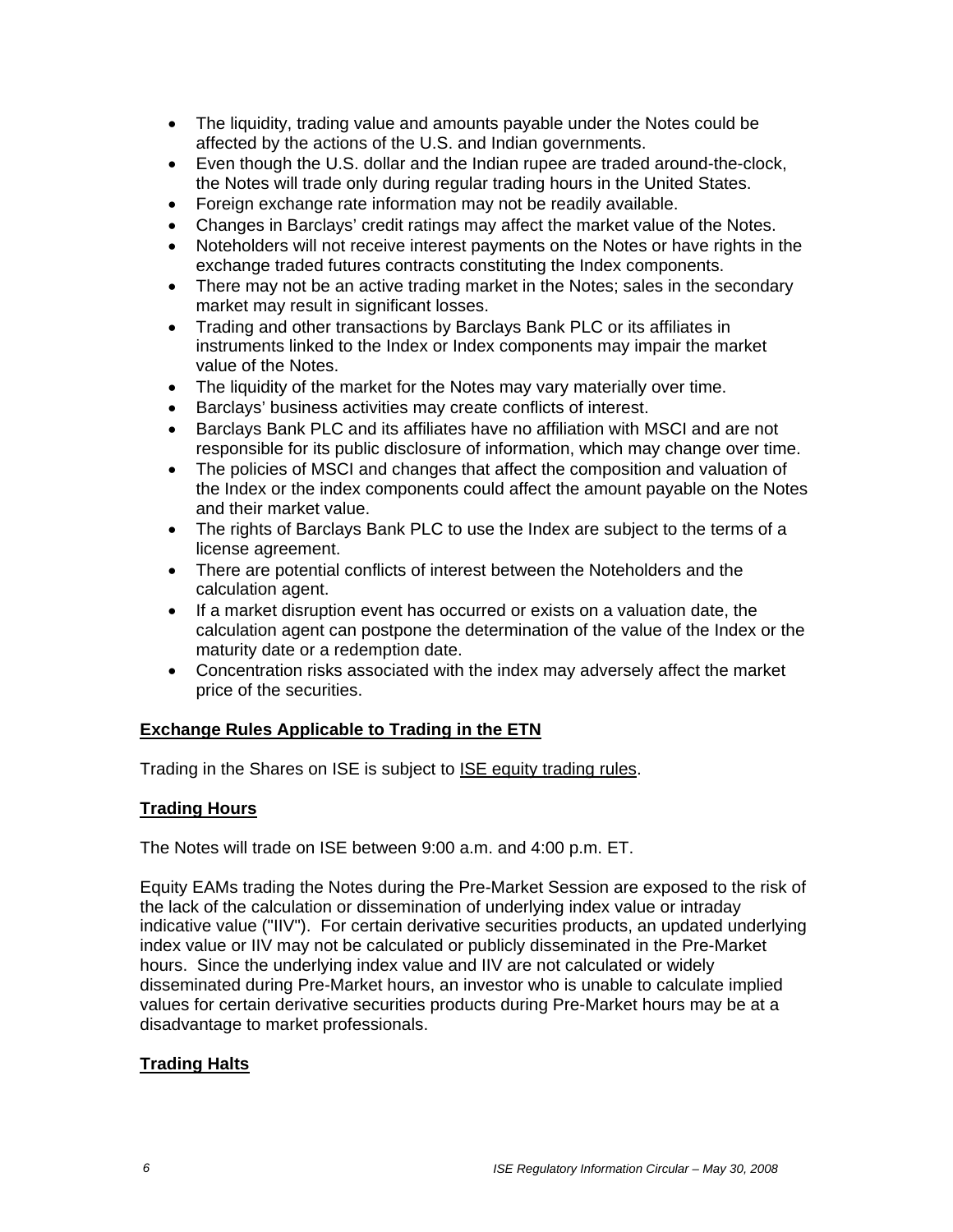- The liquidity, trading value and amounts payable under the Notes could be affected by the actions of the U.S. and Indian governments.
- Even though the U.S. dollar and the Indian rupee are traded around-the-clock, the Notes will trade only during regular trading hours in the United States.
- Foreign exchange rate information may not be readily available.
- Changes in Barclays' credit ratings may affect the market value of the Notes.
- Noteholders will not receive interest payments on the Notes or have rights in the exchange traded futures contracts constituting the Index components.
- There may not be an active trading market in the Notes; sales in the secondary market may result in significant losses.
- Trading and other transactions by Barclays Bank PLC or its affiliates in instruments linked to the Index or Index components may impair the market value of the Notes.
- The liquidity of the market for the Notes may vary materially over time.
- Barclays' business activities may create conflicts of interest.
- Barclays Bank PLC and its affiliates have no affiliation with MSCI and are not responsible for its public disclosure of information, which may change over time.
- The policies of MSCI and changes that affect the composition and valuation of the Index or the index components could affect the amount payable on the Notes and their market value.
- The rights of Barclays Bank PLC to use the Index are subject to the terms of a license agreement.
- There are potential conflicts of interest between the Noteholders and the calculation agent.
- If a market disruption event has occurred or exists on a valuation date, the calculation agent can postpone the determination of the value of the Index or the maturity date or a redemption date.
- Concentration risks associated with the index may adversely affect the market price of the securities.

## Exchange Rules Applicable to Trading in the ETN

Trading in the Shares on ISE is subject to ISE equity trading rules.

## Trading Hours

The Notes will trade on ISE between 9:00 a.m. and 4:00 p.m. ET.

Equity EAMs trading the Notes during the Pre-Market Session are exposed to the risk of the lack of the calculation or dissemination of underlying index value or intraday indicative value ("IIV"). For certain derivative securities products, an updated underlying index value or IIV may not be calculated or publicly disseminated in the Pre-Market hours. Since the underlying index value and IIV are not calculated or widely disseminated during Pre-Market hours, an investor who is unable to calculate implied values for certain derivative securities products during Pre-Market hours may be at a disadvantage to market professionals.

## Trading Halts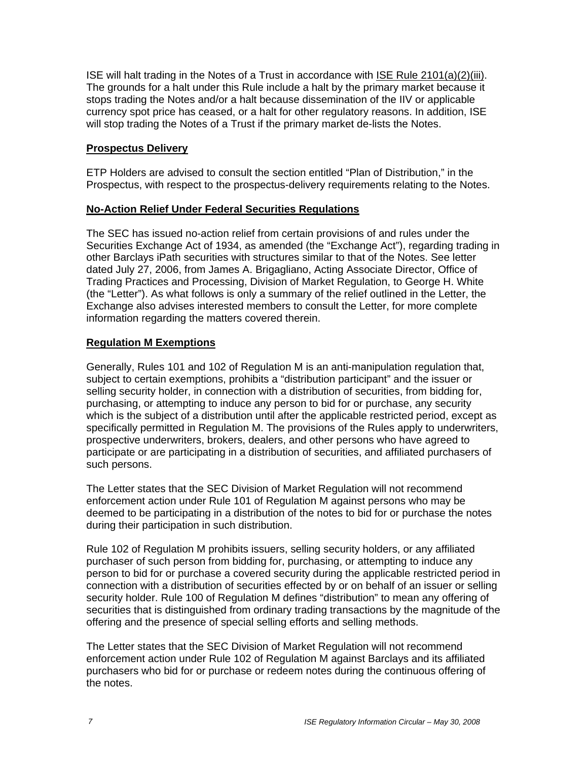ISE will halt trading in the Notes of a Trust in accordance with ISE Rule 2101(a)(2)(iii). The grounds for a halt under this Rule include a halt by the primary market because it stops trading the Notes and/or a halt because dissemination of the IIV or applicable currency spot price has ceased, or a halt for other regulatory reasons. In addition, ISE will stop trading the Notes of a Trust if the primary market de-lists the Notes.

**Prospectus Delivery**

ETP Holders are advised to consult the section entitled "Plan of Distribution," in the Prospectus, with respect to the prospectus-delivery requirements relating to the Notes.

**No-Action Relief Under Federal Securities Regulations**

The SEC has issued no-action relief from certain provisions of and rules under the Securities Exchange Act of 1934, as amended (the "Exchange Act"), regarding trading in other Barclays iPath securities with structures similar to that of the Notes. See letter dated July 27, 2006, from James A. Brigagliano, Acting Associate Director, Office of Trading Practices and Processing, Division of Market Regulation, to George H. White (the "Letter"). As what follows is only a summary of the relief outlined in the Letter, the Exchange also advises interested members to consult the Letter, for more complete information regarding the matters covered therein.

**Regulation M Exemptions**

Generally, Rules 101 and 102 of Regulation M is an anti-manipulation regulation that, subject to certain exemptions, prohibits a "distribution participant" and the issuer or selling security holder, in connection with a distribution of securities, from bidding for, purchasing, or attempting to induce any person to bid for or purchase, any security which is the subject of a distribution until after the applicable restricted period, except as specifically permitted in Regulation M. The provisions of the Rules apply to underwriters, prospective underwriters, brokers, dealers, and other persons who have agreed to participate or are participating in a distribution of securities, and affiliated purchasers of such persons.

The Letter states that the SEC Division of Market Regulation will not recommend enforcement action under Rule 101 of Regulation M against persons who may be deemed to be participating in a distribution of the notes to bid for or purchase the notes during their participation in such distribution.

Rule 102 of Regulation M prohibits issuers, selling security holders, or any affiliated purchaser of such person from bidding for, purchasing, or attempting to induce any person to bid for or purchase a covered security during the applicable restricted period in connection with a distribution of securities effected by or on behalf of an issuer or selling security holder. Rule 100 of Regulation M defines "distribution" to mean any offering of securities that is distinguished from ordinary trading transactions by the magnitude of the offering and the presence of special selling efforts and selling methods.

The Letter states that the SEC Division of Market Regulation will not recommend enforcement action under Rule 102 of Regulation M against Barclays and its affiliated purchasers who bid for or purchase or redeem notes during the continuous offering of the notes.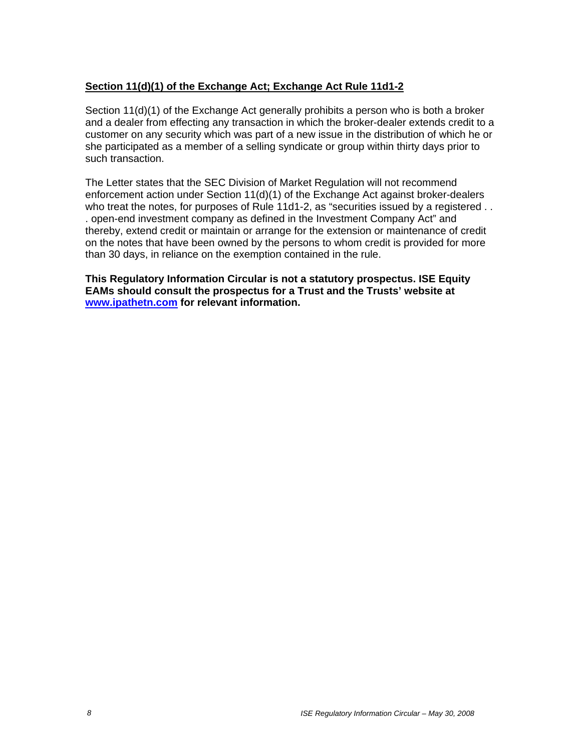**Section 11(d)(1) of the Exchange Act; Exchange Act Rule 11d1-2**

Section 11(d)(1) of the Exchange Act generally prohibits a person who is both a broker and a dealer from effecting any transaction in which the broker-dealer extends credit to a customer on any security which was part of a new issue in the distribution of which he or she participated as a member of a selling syndicate or group within thirty days prior to such transaction.

The Letter states that the SEC Division of Market Regulation will not recommend enforcement action under Section 11(d)(1) of the Exchange Act against broker-dealers who treat the notes, for purposes of Rule 11d1-2, as "securities issued by a registered . . . open-end investment company as defined in the Investment Company Act" and thereby, extend credit or maintain or arrange for the extension or maintenance of credit on the notes that have been owned by the persons to whom credit is provided for more than 30 days, in reliance on the exemption contained in the rule.

**This Regulatory Information Circular is not a statutory prospectus. ISE Equity EAMs should consult the prospectus for a Trust and the Trusts' website at www.ipathetn.com for relevant information.**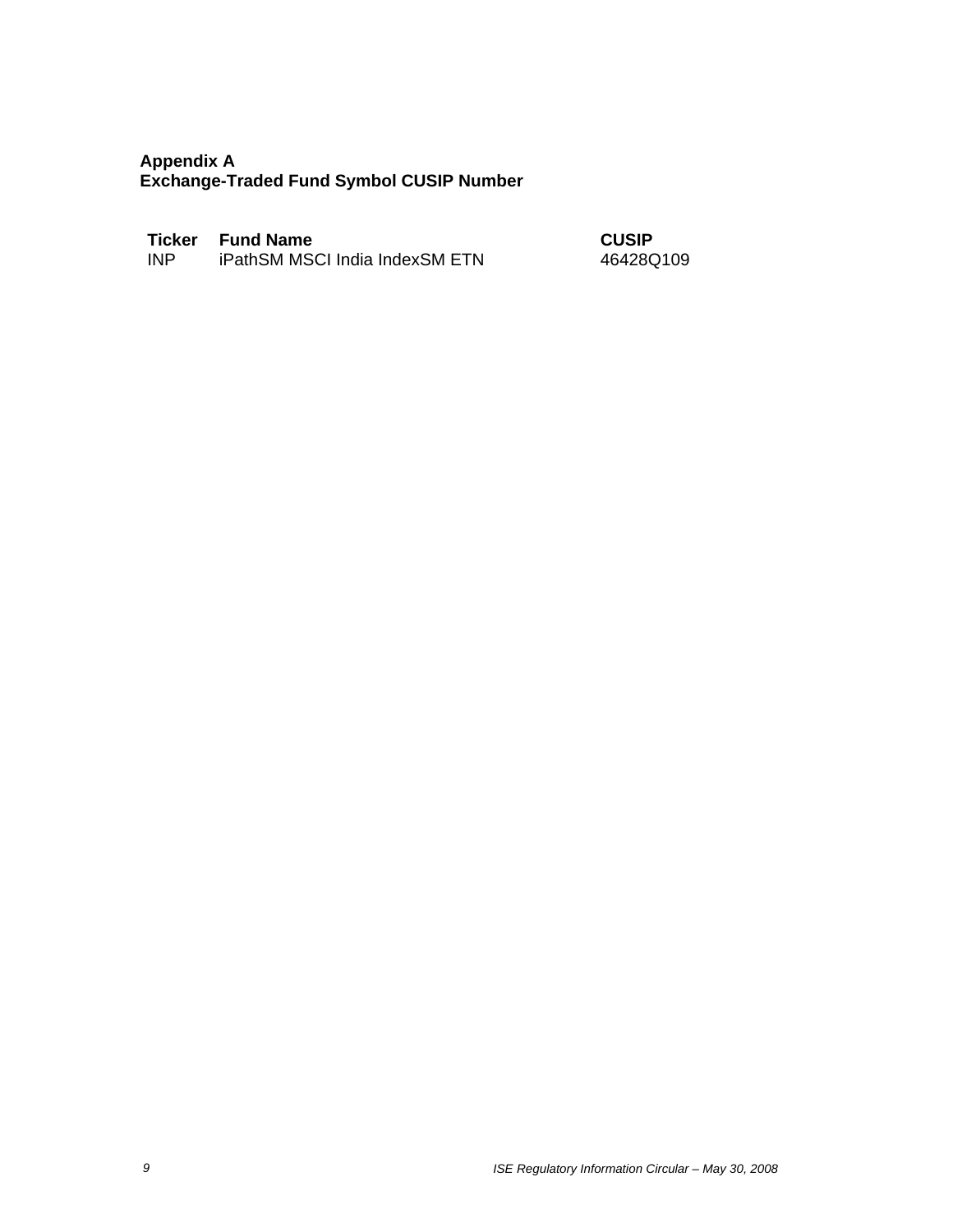**Appendix A**
**Exchange-Traded Fund Symbol CUSIP Number**

| Ticker | Fund Name | CUSIP |
|---|---|---|
| INP | iPathSM MSCI India IndexSM ETN | 46428Q109 |